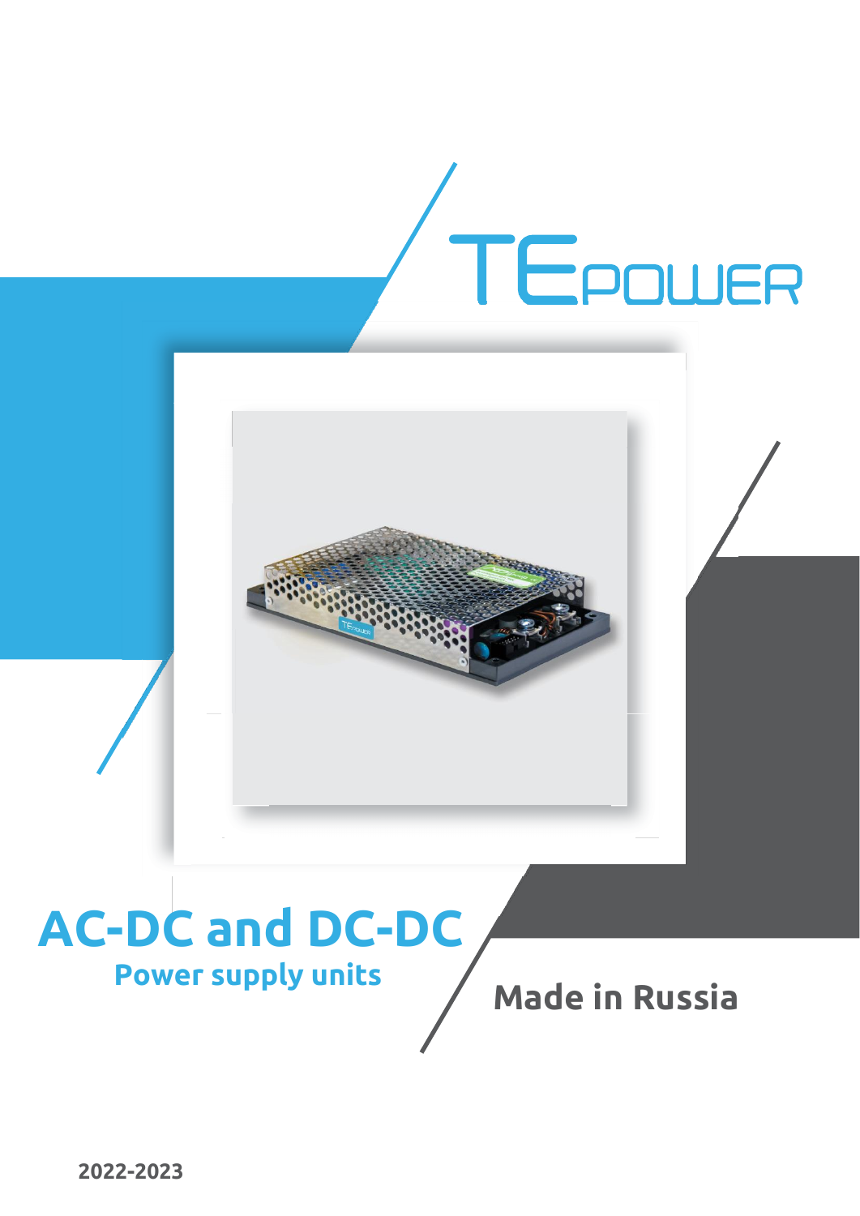TEPOWER

# AC-DC and DC-DC

## Power supply units

**Made in Russia**

**2022-2023**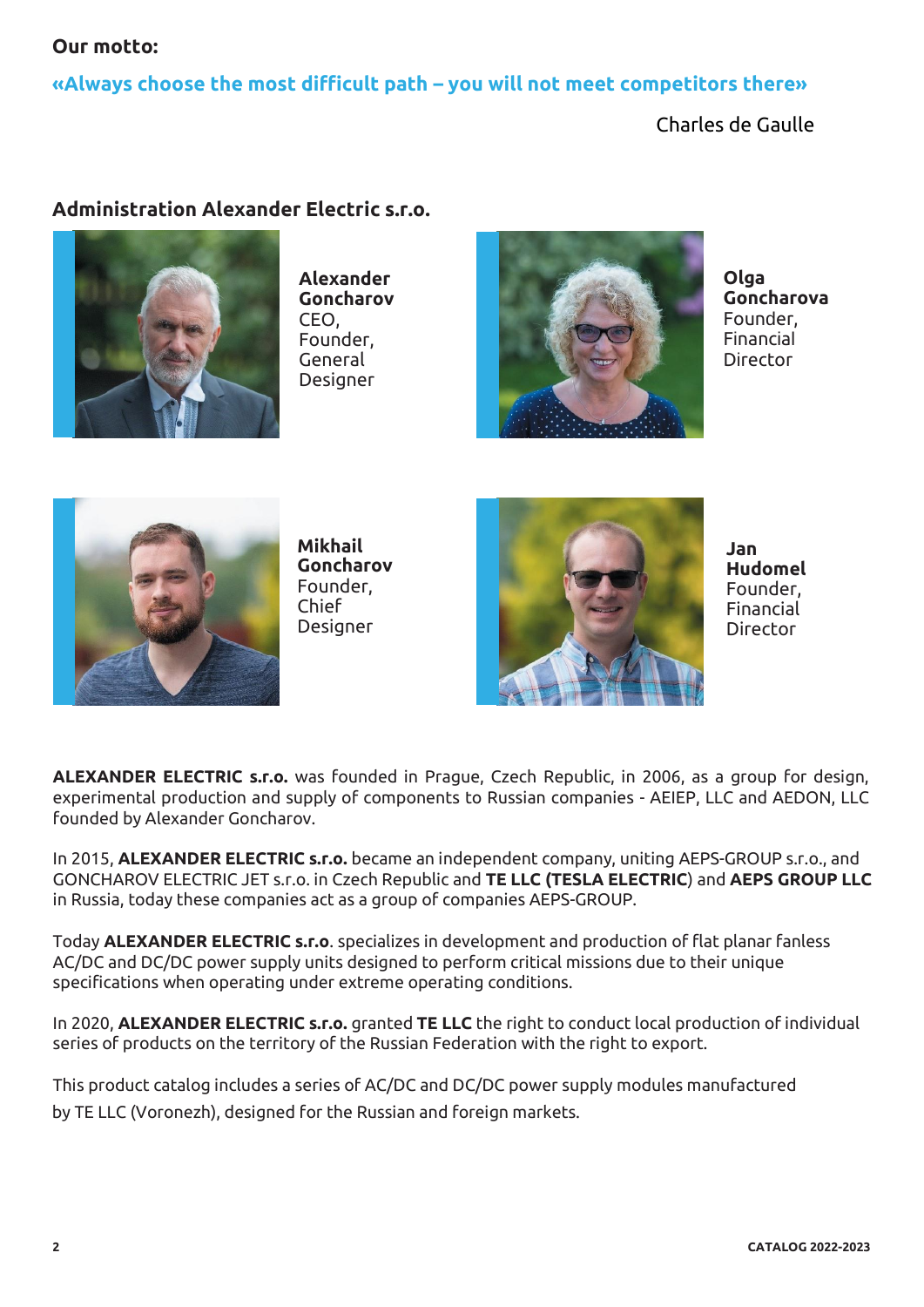**Our motto:**

**«Always choose the most difficult path – you will not meet competitors there»**

Charles de Gaulle

## Administration Alexander Electric s.r.o.

**Alexander Goncharov**
CEO, Founder, General Designer

**Olga Goncharova**
Founder, Financial Director

**Mikhail Goncharov**
Founder, Chief Designer

**Jan Hudomel**
Founder, Financial Director

**ALEXANDER ELECTRIC s.r.o.** was founded in Prague, Czech Republic, in 2006, as a group for design, experimental production and supply of components to Russian companies - AEIEP, LLC and AEDON, LLC founded by Alexander Goncharov.

In 2015, **ALEXANDER ELECTRIC s.r.o.** became an independent company, uniting AEPS-GROUP s.r.o., and GONCHAROV ELECTRIC JET s.r.o. in Czech Republic and **TE LLC (TESLA ELECTRIC**) and **AEPS GROUP LLC** in Russia, today these companies act as a group of companies AEPS-GROUP.

Today **ALEXANDER ELECTRIC s.r.o**. specializes in development and production of flat planar fanless AC/DC and DC/DC power supply units designed to perform critical missions due to their unique specifications when operating under extreme operating conditions.

In 2020, **ALEXANDER ELECTRIC s.r.o.** granted **TE LLC** the right to conduct local production of individual series of products on the territory of the Russian Federation with the right to export.

This product catalog includes a series of AC/DC and DC/DC power supply modules manufactured by TE LLC (Voronezh), designed for the Russian and foreign markets.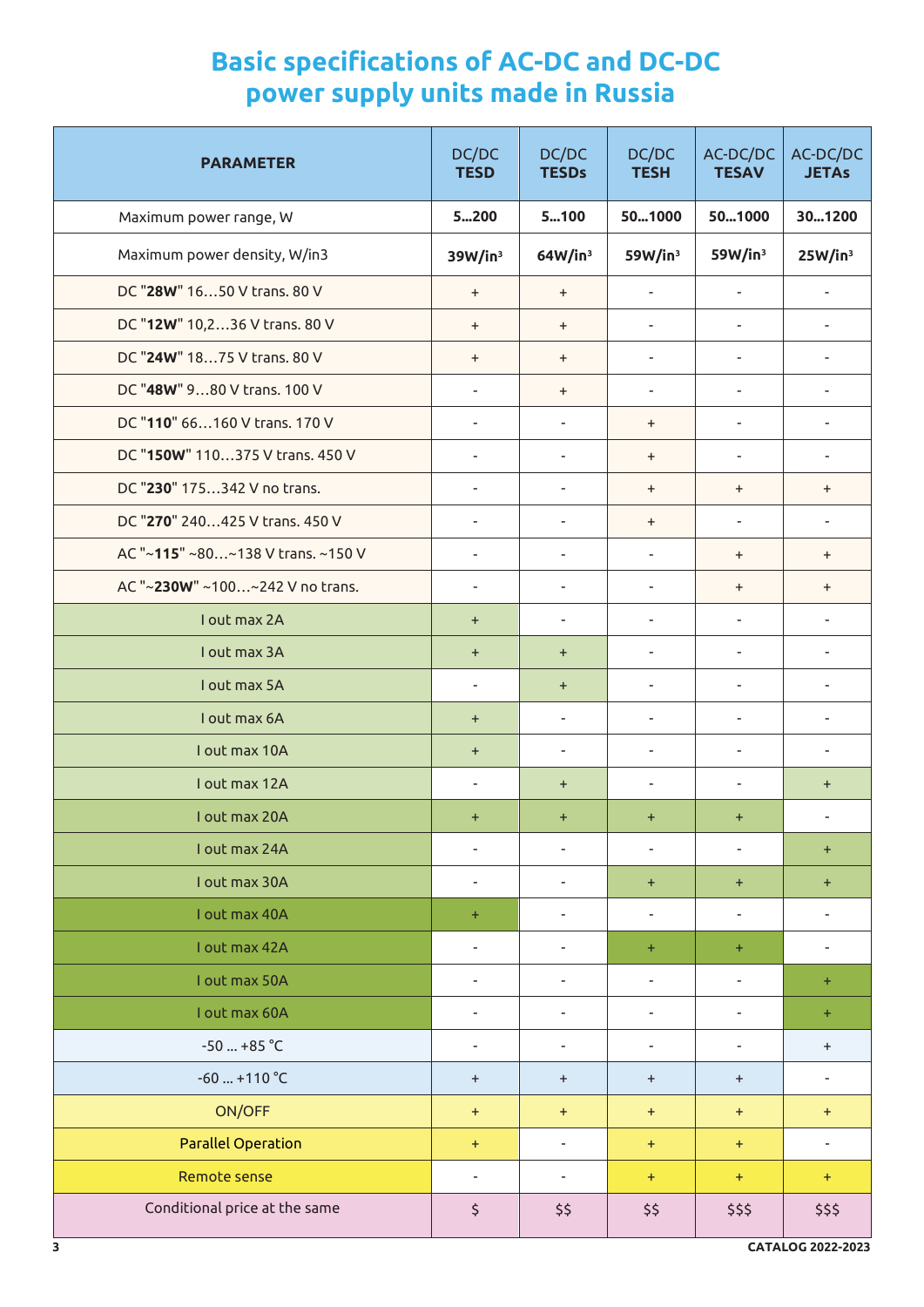# Basic specifications of AC-DC and DC-DC power supply units made in Russia

| **PARAMETER** | DC/DC **TESD** | DC/DC **TESDs** | DC/DC **TESH** | AC-DC/DC **TESAV** | AC-DC/DC **JETAs** |
|---|---|---|---|---|---|
| Maximum power range, W | **5…200** | **5…100** | **50…1000** | **50…1000** | **30…1200** |
| Maximum power density, W/in3 | **39W/in³** | **64W/in³** | **59W/in³** | **59W/in³** | **25W/in³** |
| DC "**28W**" 16…50 V trans. 80 V | + | + | - | - | - |
| DC "**12W**" 10,2…36 V trans. 80 V | + | + | - | - | - |
| DC "**24W**" 18…75 V trans. 80 V | + | + | - | - | - |
| DC "**48W**" 9…80 V trans. 100 V | - | + | - | - | - |
| DC "**110**" 66…160 V trans. 170 V | - | - | + | - | - |
| DC "**150W**" 110…375 V trans. 450 V | - | - | + | - | - |
| DC "**230**" 175…342 V no trans. | - | - | + | + | + |
| DC "**270**" 240…425 V trans. 450 V | - | - | + | - | - |
| AC "~**115**" ~80…~138 V trans. ~150 V | - | - | - | + | + |
| AC "~**230W**" ~100…~242 V no trans. | - | - | - | + | + |
| I out max 2A | + | - | - | - | - |
| I out max 3A | + | + | - | - | - |
| I out max 5A | - | + | - | - | - |
| I out max 6A | + | - | - | - | - |
| I out max 10A | + | - | - | - | - |
| I out max 12A | - | + | - | - | + |
| I out max 20A | + | + | + | + | - |
| I out max 24A | - | - | - | - | + |
| I out max 30A | - | - | + | + | + |
| I out max 40A | + | - | - | - | - |
| I out max 42A | - | - | + | + | - |
| I out max 50A | - | - | - | - | + |
| I out max 60A | - | - | - | - | + |
| -50 ... +85 °C | - | - | - | - | + |
| -60 ... +110 °C | + | + | + | + | - |
| ON/OFF | + | + | + | + | + |
| Parallel Operation | + | - | + | + | - |
| Remote sense | - | - | + | + | + |
| Conditional price at the same | $ | $$ | $$ | $$$ | $$$ |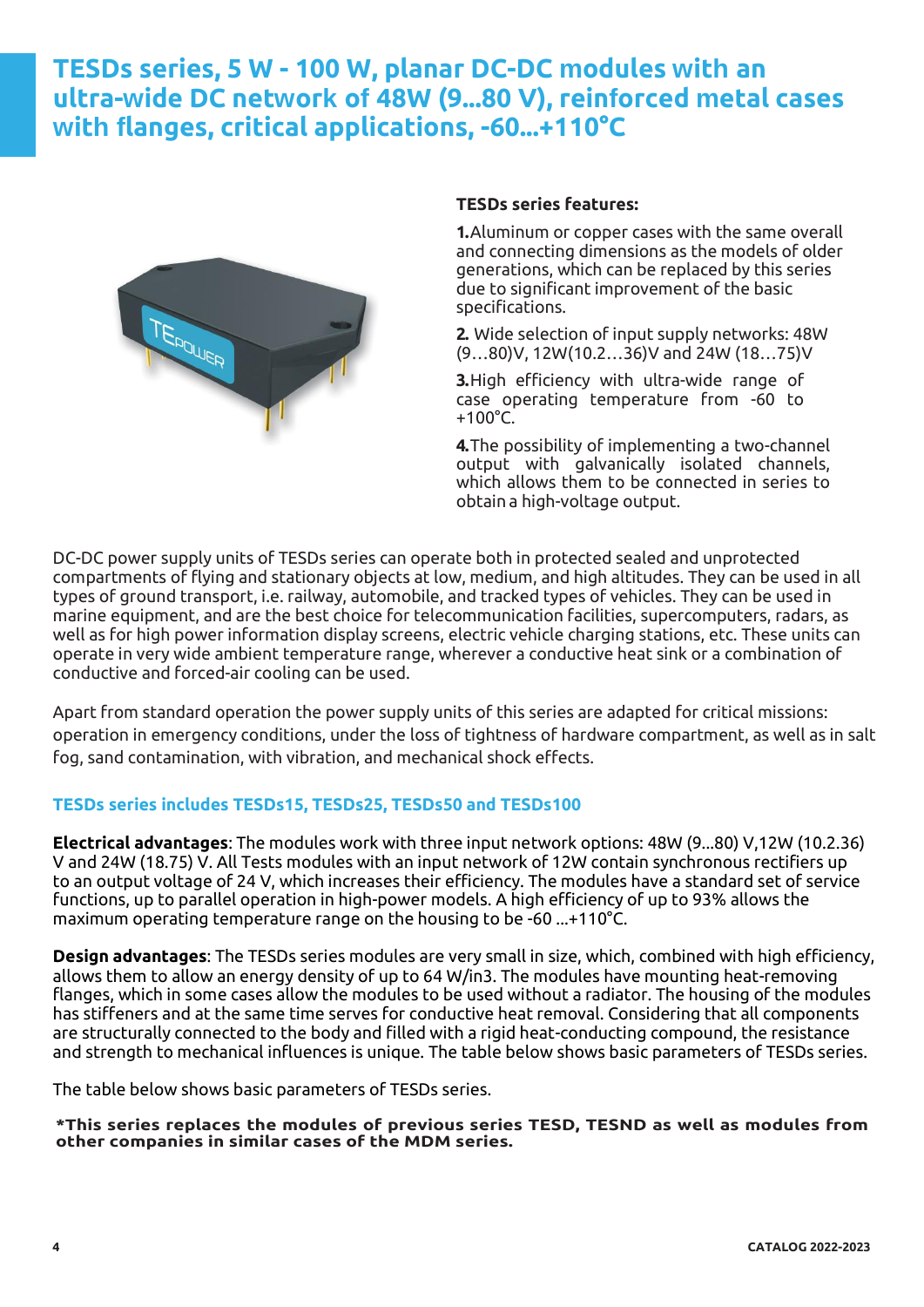# TESDs series, 5 W - 100 W, planar DC-DC modules with an ultra-wide DC network of 48W (9...80 V), reinforced metal cases with flanges, critical applications, -60...+110°C

**TESDs series features:**

**1.** Aluminum or copper cases with the same overall and connecting dimensions as the models of older generations, which can be replaced by this series due to significant improvement of the basic specifications.

**2.** Wide selection of input supply networks: 48W (9…80)V, 12W(10.2…36)V and 24W (18…75)V

**3.** High efficiency with ultra-wide range of case operating temperature from -60 to +100°C.

**4.** The possibility of implementing a two-channel output with galvanically isolated channels, which allows them to be connected in series to obtain a high-voltage output.

DC-DC power supply units of TESDs series can operate both in protected sealed and unprotected compartments of flying and stationary objects at low, medium, and high altitudes. They can be used in all types of ground transport, i.e. railway, automobile, and tracked types of vehicles. They can be used in marine equipment, and are the best choice for telecommunication facilities, supercomputers, radars, as well as for high power information display screens, electric vehicle charging stations, etc. These units can operate in very wide ambient temperature range, wherever a conductive heat sink or a combination of conductive and forced-air cooling can be used.

Apart from standard operation the power supply units of this series are adapted for critical missions: operation in emergency conditions, under the loss of tightness of hardware compartment, as well as in salt fog, sand contamination, with vibration, and mechanical shock effects.

### TESDs series includes TESDs15, TESDs25, TESDs50 and TESDs100

**Electrical advantages**: The modules work with three input network options: 48W (9...80) V,12W (10.2.36) V and 24W (18.75) V. All Tests modules with an input network of 12W contain synchronous rectifiers up to an output voltage of 24 V, which increases their efficiency. The modules have a standard set of service functions, up to parallel operation in high-power models. A high efficiency of up to 93% allows the maximum operating temperature range on the housing to be -60 ...+110°C.

**Design advantages**: The TESDs series modules are very small in size, which, combined with high efficiency, allows them to allow an energy density of up to 64 W/in3. The modules have mounting heat-removing flanges, which in some cases allow the modules to be used without a radiator. The housing of the modules has stiffeners and at the same time serves for conductive heat removal. Considering that all components are structurally connected to the body and filled with a rigid heat-conducting compound, the resistance and strength to mechanical influences is unique. The table below shows basic parameters of TESDs series.

The table below shows basic parameters of TESDs series.

***This series replaces the modules of previous series TESD, TESND as well as modules from other companies in similar cases of the MDM series.**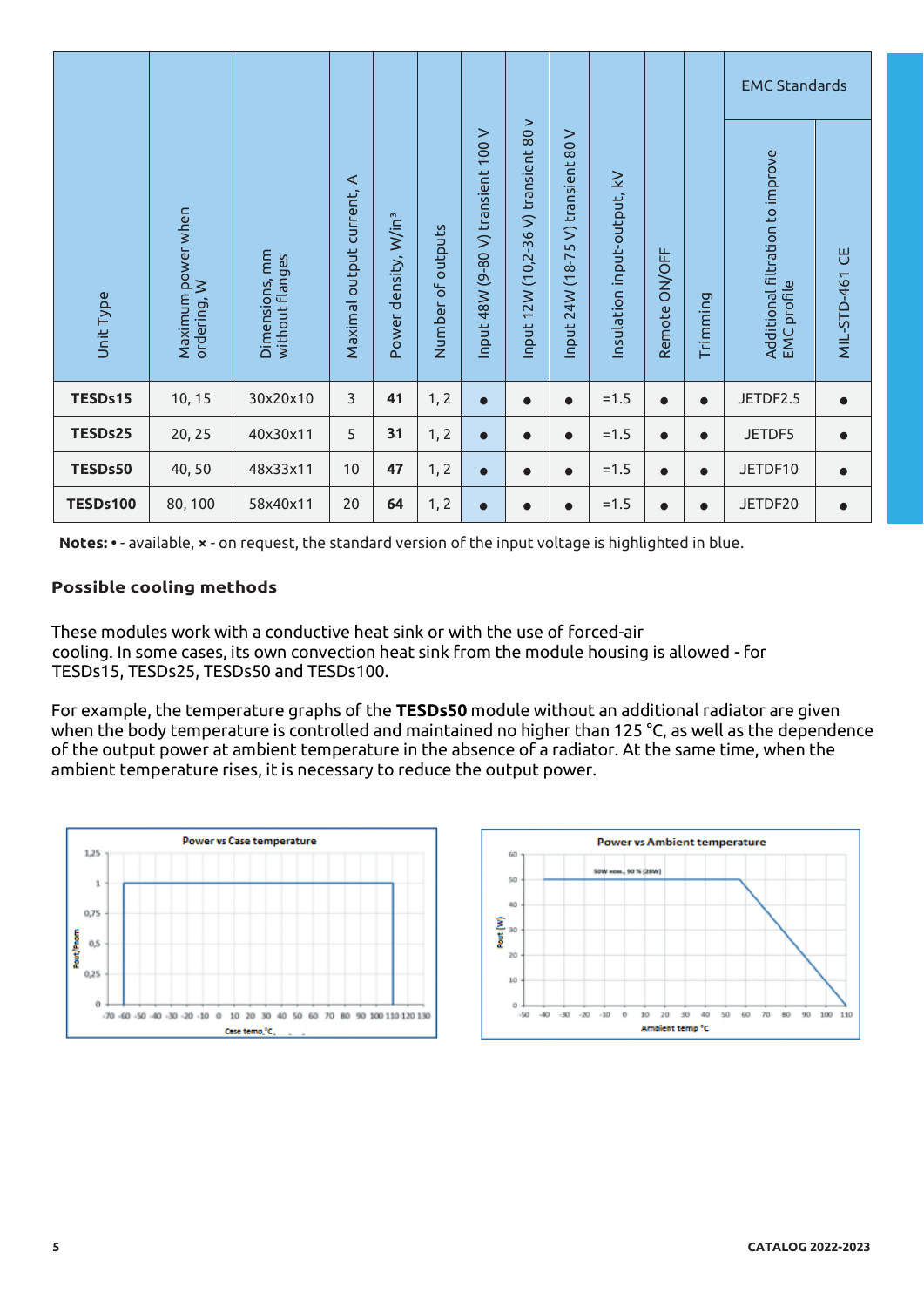| Unit Type | Maximum power when ordering, W | Dimensions, mm without flanges | Maximal output current, A | Power density, W/in³ | Number of outputs | Input 48W (9-80 V) transient 100 V | Input 12W (10,2-36 V) transient 80 v | Input 24W (18-75 V) transient 80 V | Insulation input-output, kV | Remote ON/OFF | Trimming | EMC Standards | |
|---|---|---|---|---|---|---|---|---|---|---|---|---|---|
| | | | | | | | | | | | | Additional filtration to improve EMC profile | MIL-STD-461 CE |
| **TESDs15** | 10, 15 | 30x20x10 | 3 | **41** | 1, 2 | ● | ● | ● | =1.5 | ● | ● | JETDF2.5 | ● |
| **TESDs25** | 20, 25 | 40x30x11 | 5 | **31** | 1, 2 | ● | ● | ● | =1.5 | ● | ● | JETDF5 | ● |
| **TESDs50** | 40, 50 | 48x33x11 | 10 | **47** | 1, 2 | ● | ● | ● | =1.5 | ● | ● | JETDF10 | ● |
| **TESDs100** | 80, 100 | 58x40x11 | 20 | **64** | 1, 2 | ● | ● | ● | =1.5 | ● | ● | JETDF20 | ● |

**Notes:** • - available, × - on request, the standard version of the input voltage is highlighted in blue.

### Possible cooling methods

These modules work with a conductive heat sink or with the use of forced-air cooling. In some cases, its own convection heat sink from the module housing is allowed - for TESDs15, TESDs25, TESDs50 and TESDs100.

For example, the temperature graphs of the **TESDs50** module without an additional radiator are given when the body temperature is controlled and maintained no higher than 125 °C, as well as the dependence of the output power at ambient temperature in the absence of a radiator. At the same time, when the ambient temperature rises, it is necessary to reduce the output power.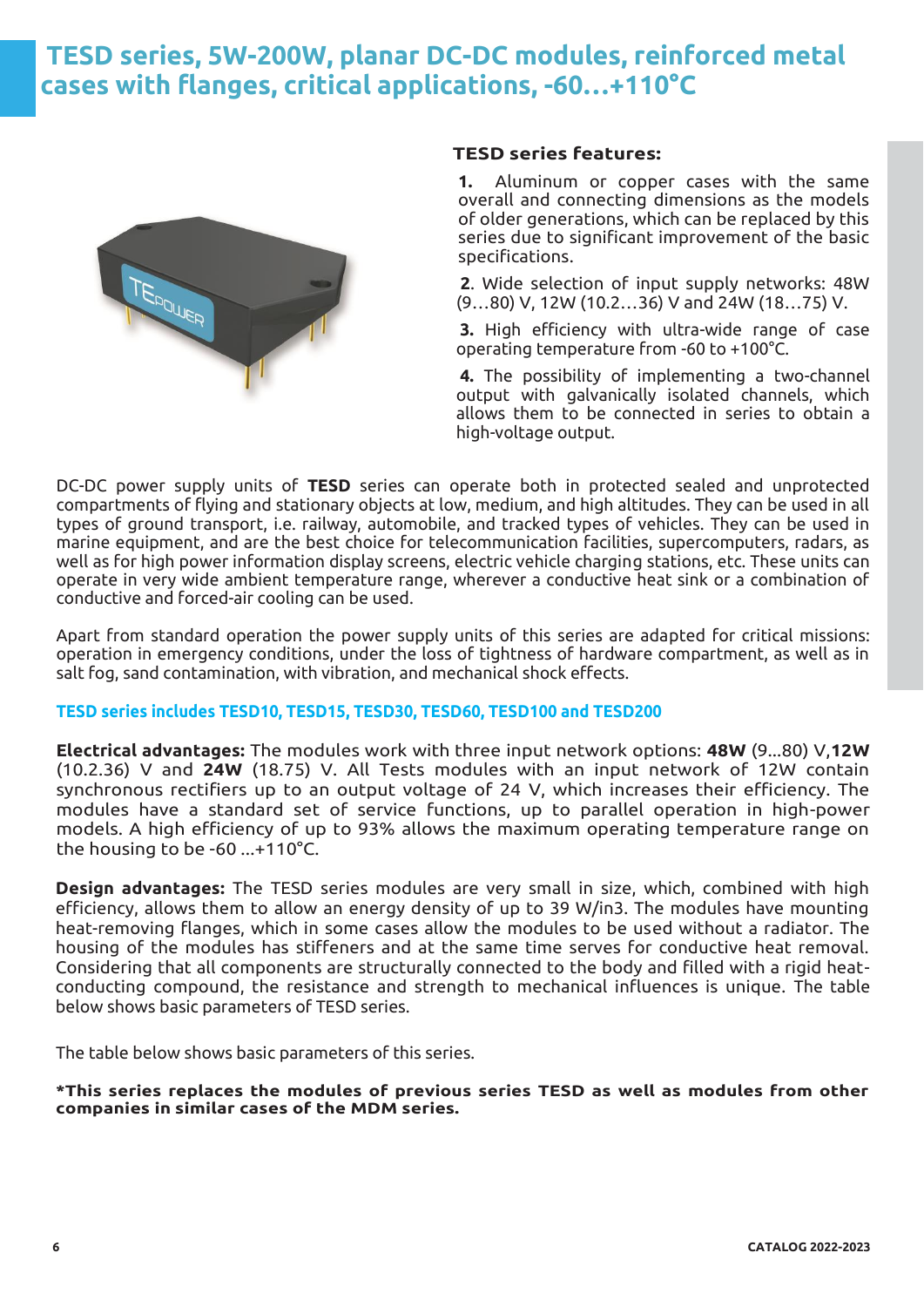# TESD series, 5W-200W, planar DC-DC modules, reinforced metal cases with flanges, critical applications, -60…+110°C

### TESD series features:

**1.** Aluminum or copper cases with the same overall and connecting dimensions as the models of older generations, which can be replaced by this series due to significant improvement of the basic specifications.

**2**. Wide selection of input supply networks: 48W (9…80) V, 12W (10.2…36) V and 24W (18…75) V.

**3.** High efficiency with ultra-wide range of case operating temperature from -60 to +100°C.

**4.** The possibility of implementing a two-channel output with galvanically isolated channels, which allows them to be connected in series to obtain a high-voltage output.

DC-DC power supply units of **TESD** series can operate both in protected sealed and unprotected compartments of flying and stationary objects at low, medium, and high altitudes. They can be used in all types of ground transport, i.e. railway, automobile, and tracked types of vehicles. They can be used in marine equipment, and are the best choice for telecommunication facilities, supercomputers, radars, as well as for high power information display screens, electric vehicle charging stations, etc. These units can operate in very wide ambient temperature range, wherever a conductive heat sink or a combination of conductive and forced-air cooling can be used.

Apart from standard operation the power supply units of this series are adapted for critical missions: operation in emergency conditions, under the loss of tightness of hardware compartment, as well as in salt fog, sand contamination, with vibration, and mechanical shock effects.

**TESD series includes TESD10, TESD15, TESD30, TESD60, TESD100 and TESD200**

**Electrical advantages:** The modules work with three input network options: **48W** (9...80) V,**12W** (10.2.36) V and **24W** (18.75) V. All Tests modules with an input network of 12W contain synchronous rectifiers up to an output voltage of 24 V, which increases their efficiency. The modules have a standard set of service functions, up to parallel operation in high-power models. A high efficiency of up to 93% allows the maximum operating temperature range on the housing to be -60 ...+110°C.

**Design advantages:** The TESD series modules are very small in size, which, combined with high efficiency, allows them to allow an energy density of up to 39 W/in3. The modules have mounting heat-removing flanges, which in some cases allow the modules to be used without a radiator. The housing of the modules has stiffeners and at the same time serves for conductive heat removal. Considering that all components are structurally connected to the body and filled with a rigid heat-conducting compound, the resistance and strength to mechanical influences is unique. The table below shows basic parameters of TESD series.

The table below shows basic parameters of this series.

**\*This series replaces the modules of previous series TESD as well as modules from other companies in similar cases of the MDM series.**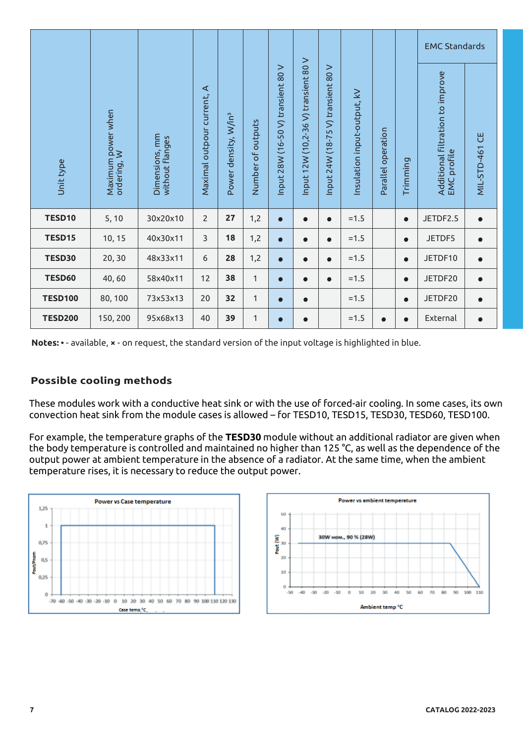| Unit type | Maximum power when ordering, W | Dimensions, mm without flanges | Maximal outpour current, A | Power density, W/in³ | Number of outputs | Input 28W (16-50 V) transient 80 V | Input 12W (10,2-36 V) transient 80 V | Input 24W (18-75 V) transient 80 V | Insulation input-output, kV | Parallel operation | Trimming | EMC Standards | |
|---|---|---|---|---|---|---|---|---|---|---|---|---|---|
| | | | | | | | | | | | | Additional filtration to improve EMC profile | MIL-STD-461 CE |
| **TESD10** | 5, 10 | 30x20x10 | 2 | **27** | 1,2 | • | • | • | =1.5 | | • | JETDF2.5 | • |
| **TESD15** | 10, 15 | 40x30x11 | 3 | **18** | 1,2 | • | • | • | =1.5 | | • | JETDF5 | • |
| **TESD30** | 20, 30 | 48x33x11 | 6 | **28** | 1,2 | • | • | • | =1.5 | | • | JETDF10 | • |
| **TESD60** | 40, 60 | 58x40x11 | 12 | **38** | 1 | • | • | • | =1.5 | | • | JETDF20 | • |
| **TESD100** | 80, 100 | 73x53x13 | 20 | **32** | 1 | • | • | | =1.5 | | • | JETDF20 | • |
| **TESD200** | 150, 200 | 95x68x13 | 40 | **39** | 1 | • | • | | =1.5 | • | • | External | • |

**Notes:** • - available, × - on request, the standard version of the input voltage is highlighted in blue.

## Possible cooling methods

These modules work with a conductive heat sink or with the use of forced-air cooling. In some cases, its own convection heat sink from the module cases is allowed – for TESD10, TESD15, TESD30, TESD60, TESD100.

For example, the temperature graphs of the **TESD30** module without an additional radiator are given when the body temperature is controlled and maintained no higher than 125 °C, as well as the dependence of the output power at ambient temperature in the absence of a radiator. At the same time, when the ambient temperature rises, it is necessary to reduce the output power.

Power vs Case temperature

Power vs ambient temperature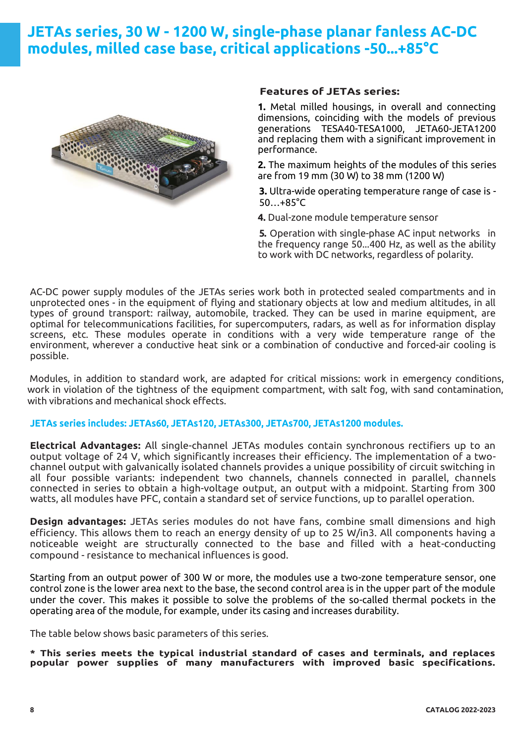# JETAs series, 30 W - 1200 W, single-phase planar fanless AC-DC modules, milled case base, critical applications -50...+85°C

**Features of JETAs series:**

**1.** Metal milled housings, in overall and connecting dimensions, coinciding with the models of previous generations TESA40-TESA1000, JETA60-JETA1200 and replacing them with a significant improvement in performance.

**2.** The maximum heights of the modules of this series are from 19 mm (30 W) to 38 mm (1200 W)

**3.** Ultra-wide operating temperature range of case is -50…+85°C

**4.** Dual-zone module temperature sensor

**5.** Operation with single-phase AC input networks in the frequency range 50...400 Hz, as well as the ability to work with DC networks, regardless of polarity.

AC-DC power supply modules of the JETAs series work both in protected sealed compartments and in unprotected ones - in the equipment of flying and stationary objects at low and medium altitudes, in all types of ground transport: railway, automobile, tracked. They can be used in marine equipment, are optimal for telecommunications facilities, for supercomputers, radars, as well as for information display screens, etc. These modules operate in conditions with a very wide temperature range of the environment, wherever a conductive heat sink or a combination of conductive and forced-air cooling is possible.

Modules, in addition to standard work, are adapted for critical missions: work in emergency conditions, work in violation of the tightness of the equipment compartment, with salt fog, with sand contamination, with vibrations and mechanical shock effects.

**JETAs series includes: JETAs60, JETAs120, JETAs300, JETAs700, JETAs1200 modules.**

**Electrical Advantages:** All single-channel JETAs modules contain synchronous rectifiers up to an output voltage of 24 V, which significantly increases their efficiency. The implementation of a two-channel output with galvanically isolated channels provides a unique possibility of circuit switching in all four possible variants: independent two channels, channels connected in parallel, channels connected in series to obtain a high-voltage output, an output with a midpoint. Starting from 300 watts, all modules have PFC, contain a standard set of service functions, up to parallel operation.

**Design advantages:** JETAs series modules do not have fans, combine small dimensions and high efficiency. This allows them to reach an energy density of up to 25 W/in3. All components having a noticeable weight are structurally connected to the base and filled with a heat-conducting compound - resistance to mechanical influences is good.

Starting from an output power of 300 W or more, the modules use a two-zone temperature sensor, one control zone is the lower area next to the base, the second control area is in the upper part of the module under the cover. This makes it possible to solve the problems of the so-called thermal pockets in the operating area of the module, for example, under its casing and increases durability.

The table below shows basic parameters of this series.

**\* This series meets the typical industrial standard of cases and terminals, and replaces popular power supplies of many manufacturers with improved basic specifications.**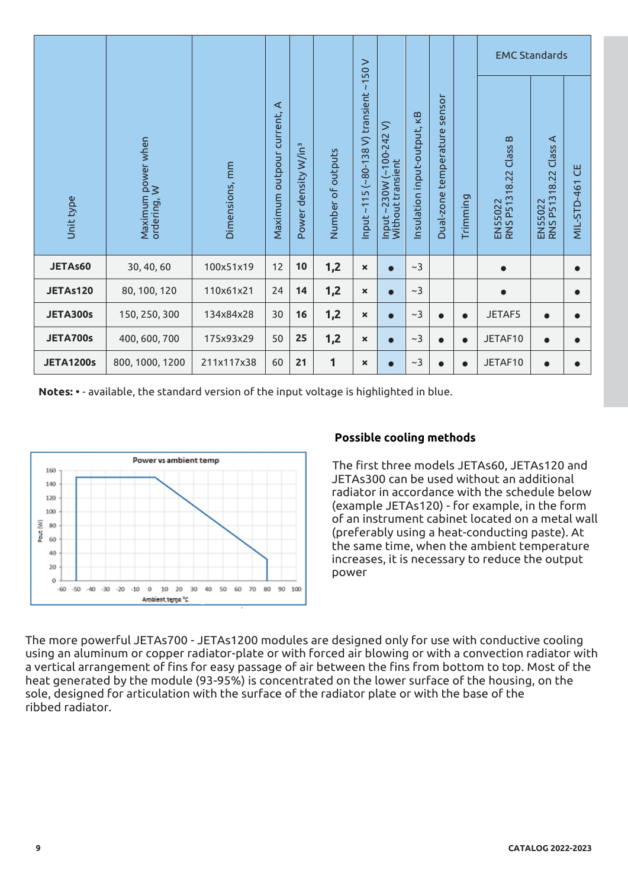| Unit type | Maximum power when ordering, W | Dimensions, mm | Maximum outpour current, A | Power density W/in³ | Number of outputs | Input ~115 (~80-138 V) transient ~150 V | Input ~230W (~100-242 V) Without transient | Insulation input-output, кВ | Dual-zone temperature sensor | Trimming | EMC Standards | | |
|---|---|---|---|---|---|---|---|---|---|---|---|---|---|
| | | | | | | | | | | | EN55022 RNS P51318.22 Class B | EN55022 RNS P51318.22 Class A | MIL-STD-461 CE |
| **JETAs60** | 30, 40, 60 | 100x51x19 | 12 | **10** | **1,2** | × | ● | ~3 | | | ● | | ● |
| **JETAs120** | 80, 100, 120 | 110x61x21 | 24 | **14** | **1,2** | × | ● | ~3 | | | ● | | ● |
| **JETA300s** | 150, 250, 300 | 134x84x28 | 30 | **16** | **1,2** | × | ● | ~3 | ● | ● | JETAF5 | ● | ● |
| **JETA700s** | 400, 600, 700 | 175x93x29 | 50 | **25** | **1,2** | × | ● | ~3 | ● | ● | JETAF10 | ● | ● |
| **JETA1200s** | 800, 1000, 1200 | 211x117x38 | 60 | **21** | **1** | × | ● | ~3 | ● | ● | JETAF10 | ● | ● |

**Notes:** • - available, the standard version of the input voltage is highlighted in blue.

**Possible cooling methods**

The first three models JETAs60, JETAs120 and JETAs300 can be used without an additional radiator in accordance with the schedule below (example JETAs120) - for example, in the form of an instrument cabinet located on a metal wall (preferably using a heat-conducting paste). At the same time, when the ambient temperature increases, it is necessary to reduce the output power

The more powerful JETAs700 - JETAs1200 modules are designed only for use with conductive cooling using an aluminum or copper radiator-plate or with forced air blowing or with a convection radiator with a vertical arrangement of fins for easy passage of air between the fins from bottom to top. Most of the heat generated by the module (93-95%) is concentrated on the lower surface of the housing, on the sole, designed for articulation with the surface of the radiator plate or with the base of the ribbed radiator.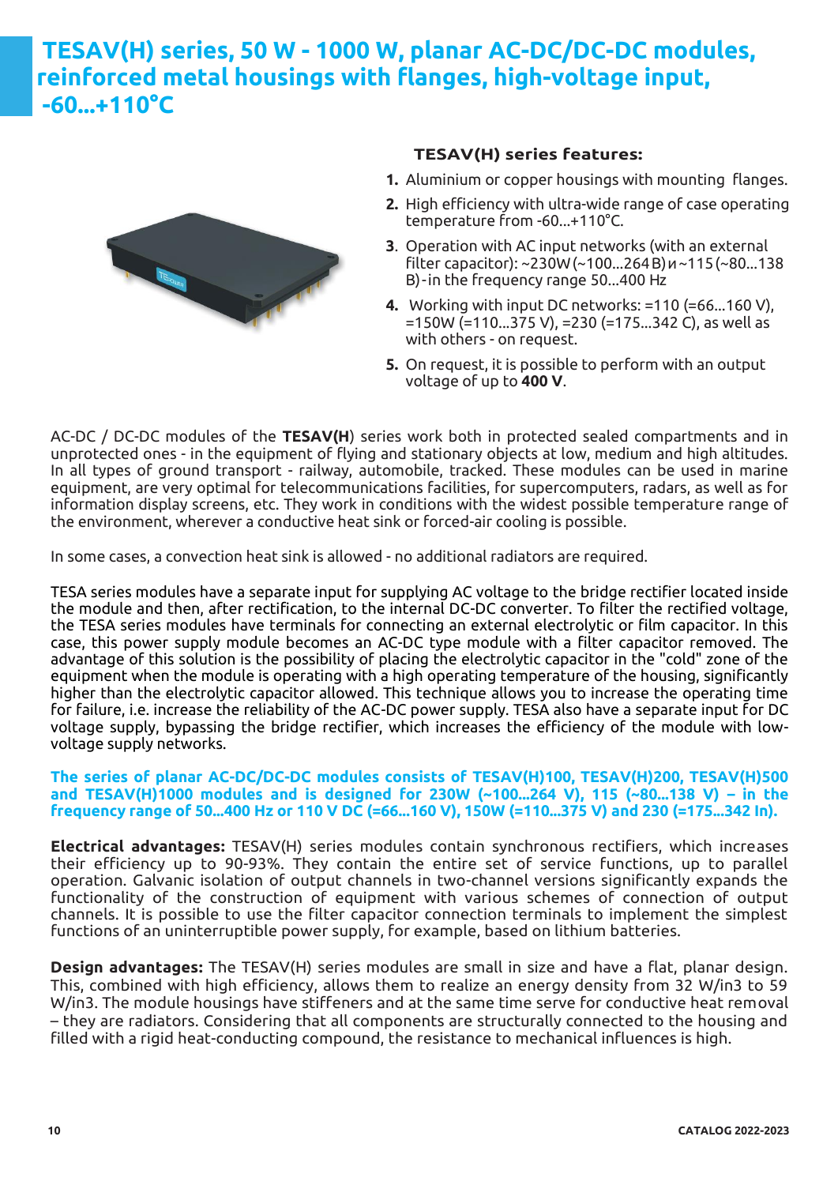# TESAV(H) series, 50 W - 1000 W, planar AC-DC/DC-DC modules, reinforced metal housings with flanges, high-voltage input, -60...+110°C

### TESAV(H) series features:

1. Aluminium or copper housings with mounting flanges.
2. High efficiency with ultra-wide range of case operating temperature from -60...+110°C.
3. Operation with AC input networks (with an external filter capacitor): ~230W (~100...264 В) и ~115 (~80...138 В) - in the frequency range 50...400 Hz
4. Working with input DC networks: =110 (=66...160 V), =150W (=110...375 V), =230 (=175...342 С), as well as with others - on request.
5. On request, it is possible to perform with an output voltage of up to **400 V**.

AC-DC / DC-DC modules of the **TESAV(H**) series work both in protected sealed compartments and in unprotected ones - in the equipment of flying and stationary objects at low, medium and high altitudes. In all types of ground transport - railway, automobile, tracked. These modules can be used in marine equipment, are very optimal for telecommunications facilities, for supercomputers, radars, as well as for information display screens, etc. They work in conditions with the widest possible temperature range of the environment, wherever a conductive heat sink or forced-air cooling is possible.

In some cases, a convection heat sink is allowed - no additional radiators are required.

TESA series modules have a separate input for supplying AC voltage to the bridge rectifier located inside the module and then, after rectification, to the internal DC-DC converter. To filter the rectified voltage, the TESA series modules have terminals for connecting an external electrolytic or film capacitor. In this case, this power supply module becomes an AC-DC type module with a filter capacitor removed. The advantage of this solution is the possibility of placing the electrolytic capacitor in the "cold" zone of the equipment when the module is operating with a high operating temperature of the housing, significantly higher than the electrolytic capacitor allowed. This technique allows you to increase the operating time for failure, i.e. increase the reliability of the AC-DC power supply. TESA also have a separate input for DC voltage supply, bypassing the bridge rectifier, which increases the efficiency of the module with low-voltage supply networks.

**The series of planar AC-DC/DC-DC modules consists of TESAV(H)100, TESAV(H)200, TESAV(H)500 and TESAV(H)1000 modules and is designed for 230W (~100...264 V), 115 (~80...138 V) – in the frequency range of 50...400 Hz or 110 V DC (=66...160 V), 150W (=110...375 V) and 230 (=175...342 In).**

**Electrical advantages:** TESAV(H) series modules contain synchronous rectifiers, which increases their efficiency up to 90-93%. They contain the entire set of service functions, up to parallel operation. Galvanic isolation of output channels in two-channel versions significantly expands the functionality of the construction of equipment with various schemes of connection of output channels. It is possible to use the filter capacitor connection terminals to implement the simplest functions of an uninterruptible power supply, for example, based on lithium batteries.

**Design advantages:** The TESAV(H) series modules are small in size and have a flat, planar design. This, combined with high efficiency, allows them to realize an energy density from 32 W/in3 to 59 W/in3. The module housings have stiffeners and at the same time serve for conductive heat removal – they are radiators. Considering that all components are structurally connected to the housing and filled with a rigid heat-conducting compound, the resistance to mechanical influences is high.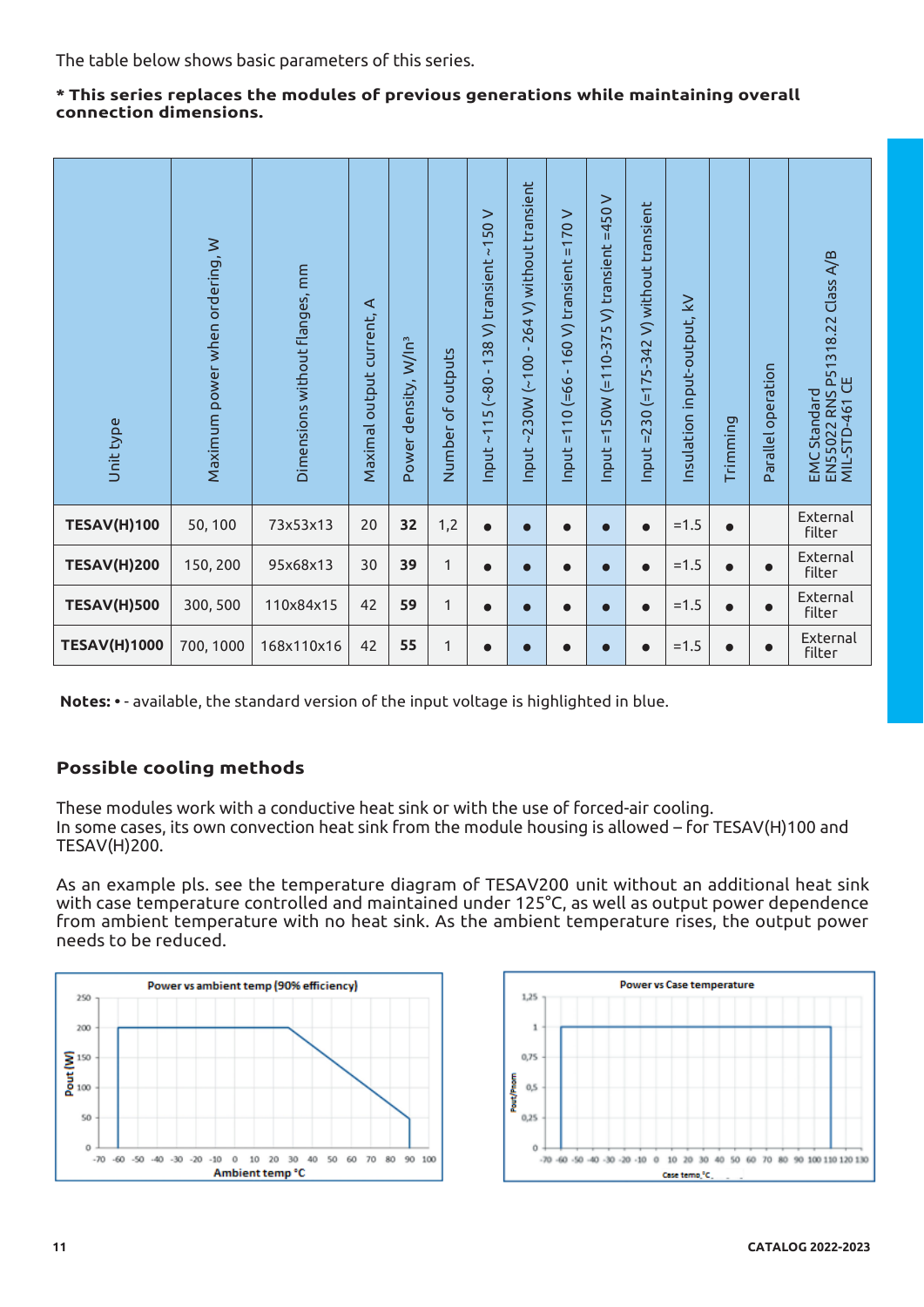The table below shows basic parameters of this series.

**\* This series replaces the modules of previous generations while maintaining overall connection dimensions.**

| Unit type | Maximum power when ordering, W | Dimensions without flanges, mm | Maximal output current, A | Power density, W/In³ | Number of outputs | Input ~115 (~80 - 138 V) transient ~150 V | Input ~230W (~100 - 264 V) without transient | Input =110 (=66 - 160 V) transient =170 V | Input =150W (=110-375 V) transient =450 V | Input =230 (=175-342 V) without transient | Insulation input-output, kV | Trimming | Parallel operation | EMC Standard EN55022 RNS P51318.22 Class A/B MIL-STD-461 CE |
|---|---|---|---|---|---|---|---|---|---|---|---|---|---|---|
| **TESAV(H)100** | 50, 100 | 73x53x13 | 20 | **32** | 1,2 | • | • | • | • | • | =1.5 | • | | External filter |
| **TESAV(H)200** | 150, 200 | 95x68x13 | 30 | **39** | 1 | • | • | • | • | • | =1.5 | • | • | External filter |
| **TESAV(H)500** | 300, 500 | 110x84x15 | 42 | **59** | 1 | • | • | • | • | • | =1.5 | • | • | External filter |
| **TESAV(H)1000** | 700, 1000 | 168x110x16 | 42 | **55** | 1 | • | • | • | • | • | =1.5 | • | • | External filter |

**Notes: •** - available, the standard version of the input voltage is highlighted in blue.

### Possible cooling methods

These modules work with a conductive heat sink or with the use of forced-air cooling.
In some cases, its own convection heat sink from the module housing is allowed – for TESAV(H)100 and TESAV(H)200.

As an example pls. see the temperature diagram of TESAV200 unit without an additional heat sink with case temperature controlled and maintained under 125°C, as well as output power dependence from ambient temperature with no heat sink. As the ambient temperature rises, the output power needs to be reduced.

**Power vs ambient temp (90% efficiency)**

**Power vs Case temperature**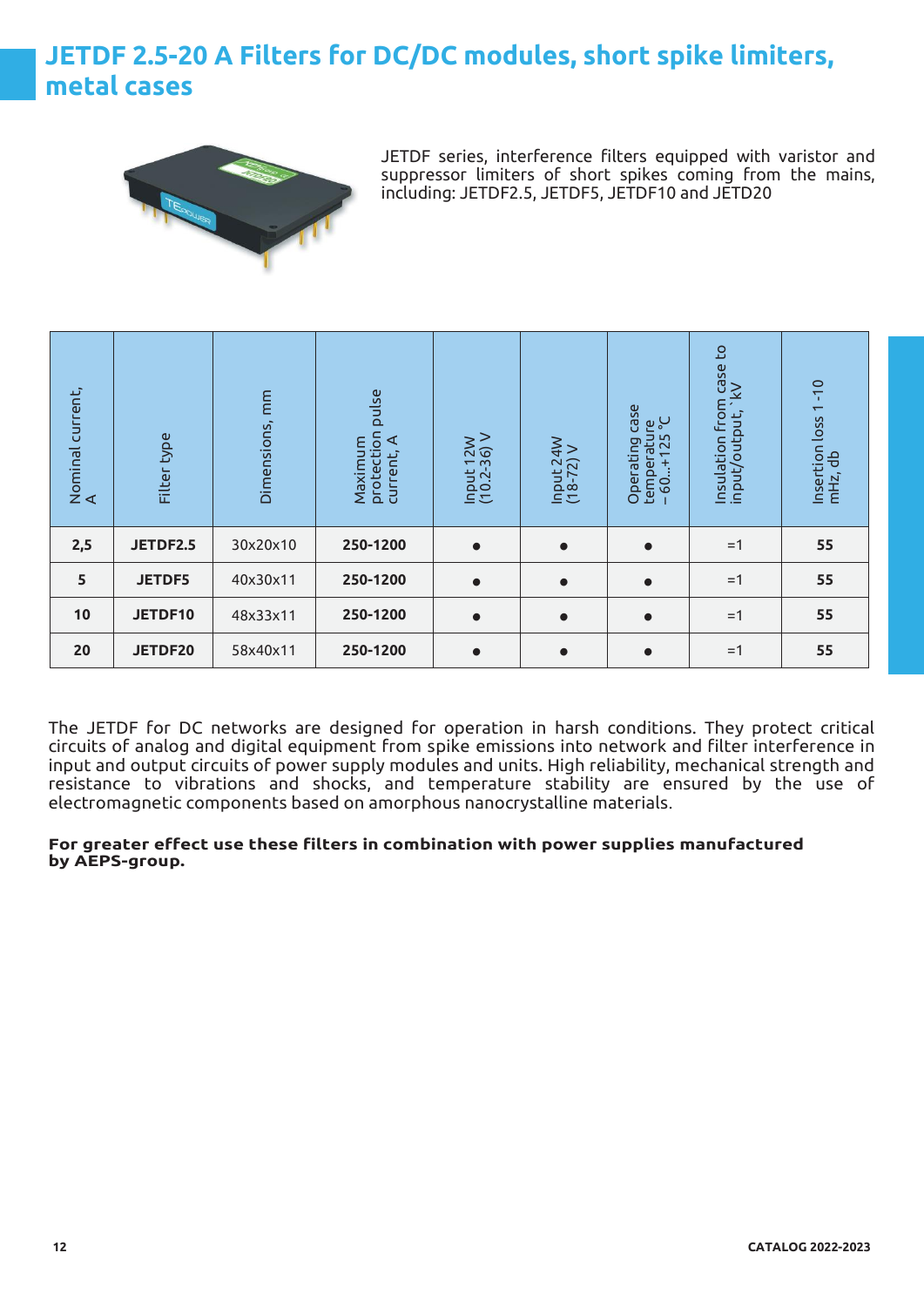# JETDF 2.5-20 A Filters for DC/DC modules, short spike limiters, metal cases

JETDF series, interference filters equipped with varistor and suppressor limiters of short spikes coming from the mains, including: JETDF2.5, JETDF5, JETDF10 and JETD20

| Nominal current, A | Filter type | Dimensions, mm | Maximum protection pulse current, A | Input 12W (10.2-36) V | Input 24W (18-72) V | Operating case temperature −60...+125 °C | Insulation from case to input/output, kV | Insertion loss 1-10 mHz, db |
|---|---|---|---|---|---|---|---|---|
| **2,5** | **JETDF2.5** | 30x20x10 | **250-1200** | ● | ● | ● | =1 | **55** |
| **5** | **JETDF5** | 40x30x11 | **250-1200** | ● | ● | ● | =1 | **55** |
| **10** | **JETDF10** | 48x33x11 | **250-1200** | ● | ● | ● | =1 | **55** |
| **20** | **JETDF20** | 58x40x11 | **250-1200** | ● | ● | ● | =1 | **55** |

The JETDF for DC networks are designed for operation in harsh conditions. They protect critical circuits of analog and digital equipment from spike emissions into network and filter interference in input and output circuits of power supply modules and units. High reliability, mechanical strength and resistance to vibrations and shocks, and temperature stability are ensured by the use of electromagnetic components based on amorphous nanocrystalline materials.

**For greater effect use these filters in combination with power supplies manufactured by AEPS-group.**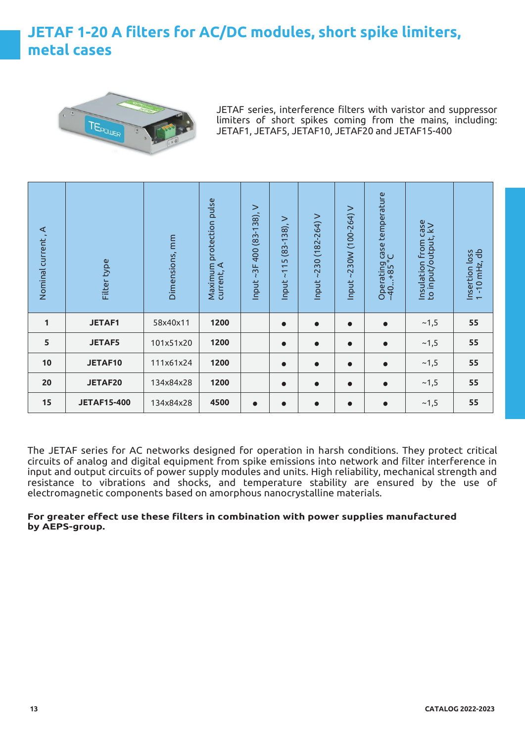# JETAF 1-20 A filters for AC/DC modules, short spike limiters, metal cases

JETAF series, interference filters with varistor and suppressor limiters of short spikes coming from the mains, including: JETAF1, JETAF5, JETAF10, JETAF20 and JETAF15-400

| Nominal current , A | Filter type | Dimensions, mm | Maximum protection pulse current, A | Input ~3F 400 (83-138), V | Input ~115 (83-138), V | Input ~230 (182-264) V | Input ~230W (100-264) V | Operating case temperature -40...+85 °C | Insulation from case to input/output, kV | Insertion loss 1-10 mHz, db |
|---|---|---|---|---|---|---|---|---|---|---|
| **1** | **JETAF1** | 58x40x11 | **1200** | | ● | ● | ● | ● | ~1,5 | **55** |
| **5** | **JETAF5** | 101x51x20 | **1200** | | ● | ● | ● | ● | ~1,5 | **55** |
| **10** | **JETAF10** | 111x61x24 | **1200** | | ● | ● | ● | ● | ~1,5 | **55** |
| **20** | **JETAF20** | 134x84x28 | **1200** | | ● | ● | ● | ● | ~1,5 | **55** |
| **15** | **JETAF15-400** | 134x84x28 | **4500** | ● | ● | ● | ● | ● | ~1,5 | **55** |

The JETAF series for AC networks designed for operation in harsh conditions. They protect critical circuits of analog and digital equipment from spike emissions into network and filter interference in input and output circuits of power supply modules and units. High reliability, mechanical strength and resistance to vibrations and shocks, and temperature stability are ensured by the use of electromagnetic components based on amorphous nanocrystalline materials.

**For greater effect use these filters in combination with power supplies manufactured by AEPS-group.**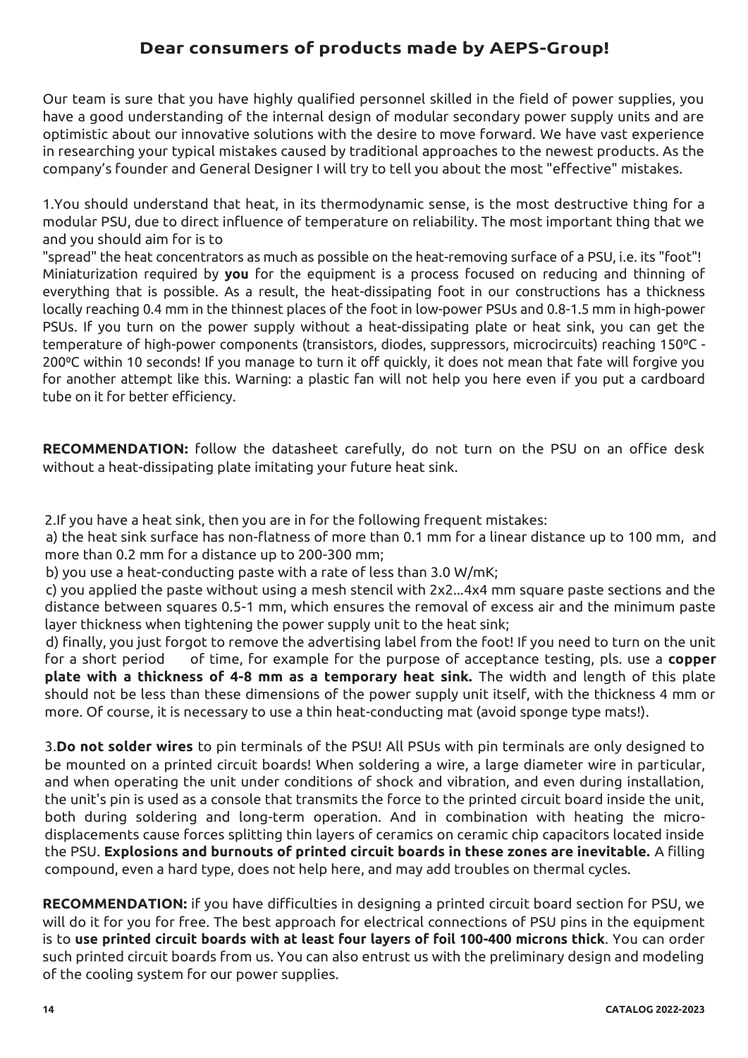# Dear consumers of products made by AEPS-Group!

Our team is sure that you have highly qualified personnel skilled in the field of power supplies, you have a good understanding of the internal design of modular secondary power supply units and are optimistic about our innovative solutions with the desire to move forward. We have vast experience in researching your typical mistakes caused by traditional approaches to the newest products. As the company's founder and General Designer I will try to tell you about the most "effective" mistakes.

1.You should understand that heat, in its thermodynamic sense, is the most destructive thing for a modular PSU, due to direct influence of temperature on reliability. The most important thing that we and you should aim for is to "spread" the heat concentrators as much as possible on the heat-removing surface of a PSU, i.e. its "foot"! Miniaturization required by **you** for the equipment is a process focused on reducing and thinning of everything that is possible. As a result, the heat-dissipating foot in our constructions has a thickness locally reaching 0.4 mm in the thinnest places of the foot in low-power PSUs and 0.8-1.5 mm in high-power PSUs. If you turn on the power supply without a heat-dissipating plate or heat sink, you can get the temperature of high-power components (transistors, diodes, suppressors, microcircuits) reaching 150ºC - 200ºC within 10 seconds! If you manage to turn it off quickly, it does not mean that fate will forgive you for another attempt like this. Warning: a plastic fan will not help you here even if you put a cardboard tube on it for better efficiency.

**RECOMMENDATION:** follow the datasheet carefully, do not turn on the PSU on an office desk without a heat-dissipating plate imitating your future heat sink.

2.If you have a heat sink, then you are in for the following frequent mistakes:

a) the heat sink surface has non-flatness of more than 0.1 mm for a linear distance up to 100 mm, and more than 0.2 mm for a distance up to 200-300 mm;

b) you use a heat-conducting paste with a rate of less than 3.0 W/mK;

c) you applied the paste without using a mesh stencil with 2x2...4x4 mm square paste sections and the distance between squares 0.5-1 mm, which ensures the removal of excess air and the minimum paste layer thickness when tightening the power supply unit to the heat sink;

d) finally, you just forgot to remove the advertising label from the foot! If you need to turn on the unit for a short period of time, for example for the purpose of acceptance testing, pls. use a **copper plate with a thickness of 4-8 mm as a temporary heat sink.** The width and length of this plate should not be less than these dimensions of the power supply unit itself, with the thickness 4 mm or more. Of course, it is necessary to use a thin heat-conducting mat (avoid sponge type mats!).

3.**Do not solder wires** to pin terminals of the PSU! All PSUs with pin terminals are only designed to be mounted on a printed circuit boards! When soldering a wire, a large diameter wire in particular, and when operating the unit under conditions of shock and vibration, and even during installation, the unit's pin is used as a console that transmits the force to the printed circuit board inside the unit, both during soldering and long-term operation. And in combination with heating the micro-displacements cause forces splitting thin layers of ceramics on ceramic chip capacitors located inside the PSU. **Explosions and burnouts of printed circuit boards in these zones are inevitable.** A filling compound, even a hard type, does not help here, and may add troubles on thermal cycles.

**RECOMMENDATION:** if you have difficulties in designing a printed circuit board section for PSU, we will do it for you for free. The best approach for electrical connections of PSU pins in the equipment is to **use printed circuit boards with at least four layers of foil 100-400 microns thick**. You can order such printed circuit boards from us. You can also entrust us with the preliminary design and modeling of the cooling system for our power supplies.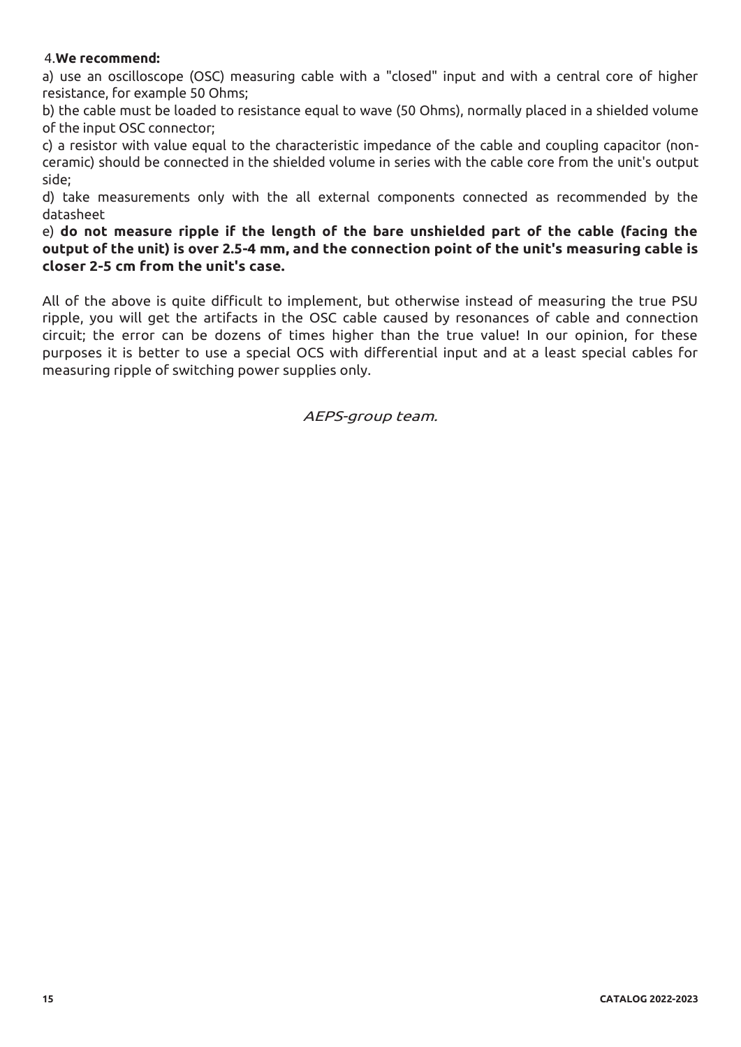4.**We recommend:**

a) use an oscilloscope (OSC) measuring cable with a "closed" input and with a central core of higher resistance, for example 50 Ohms;

b) the cable must be loaded to resistance equal to wave (50 Ohms), normally placed in a shielded volume of the input OSC connector;

c) a resistor with value equal to the characteristic impedance of the cable and coupling capacitor (non-ceramic) should be connected in the shielded volume in series with the cable core from the unit's output side;

d) take measurements only with the all external components connected as recommended by the datasheet

e) **do not measure ripple if the length of the bare unshielded part of the cable (facing the output of the unit) is over 2.5-4 mm, and the connection point of the unit's measuring cable is closer 2-5 cm from the unit's case.**

All of the above is quite difficult to implement, but otherwise instead of measuring the true PSU ripple, you will get the artifacts in the OSC cable caused by resonances of cable and connection circuit; the error can be dozens of times higher than the true value! In our opinion, for these purposes it is better to use a special OCS with differential input and at a least special cables for measuring ripple of switching power supplies only.

*AEPS-group team.*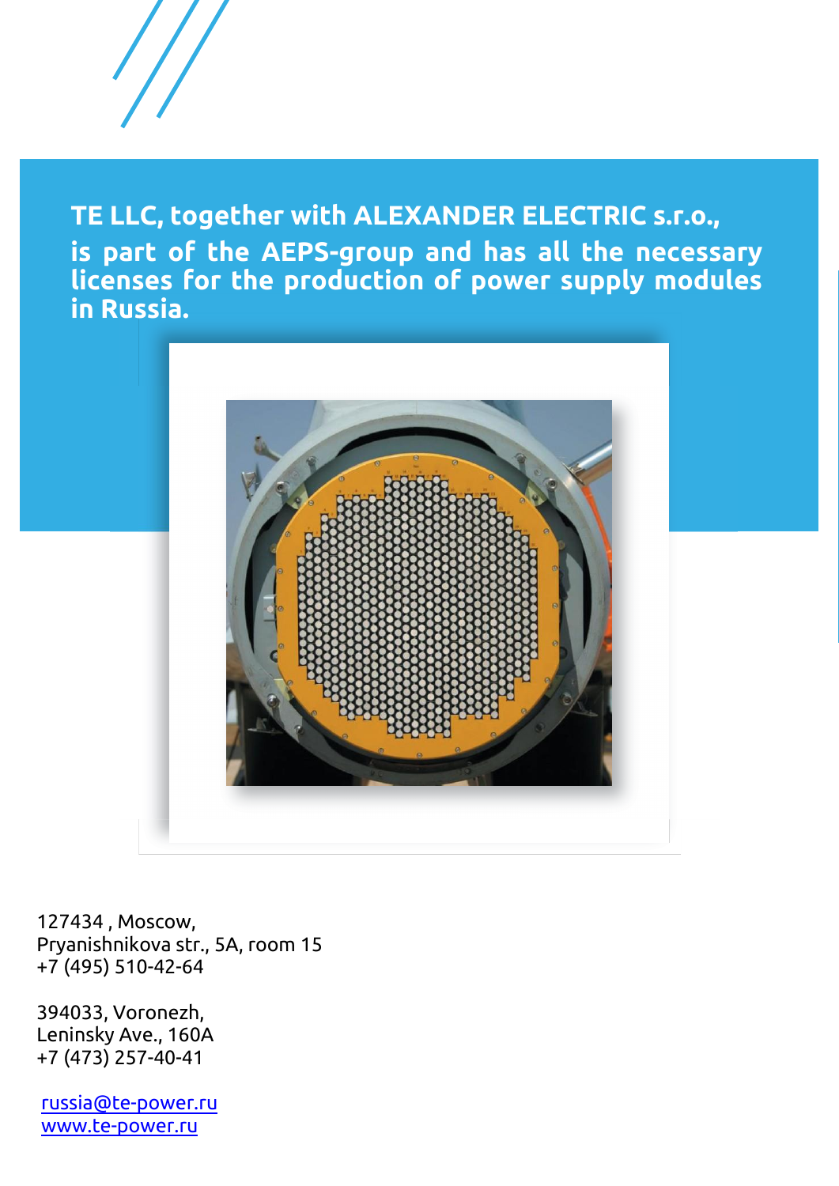**TE LLC, together with ALEXANDER ELECTRIC s.r.o., is part of the AEPS-group and has all the necessary licenses for the production of power supply modules in Russia.**

127434 , Moscow,
Pryanishnikova str., 5A, room 15
+7 (495) 510-42-64

394033, Voronezh,
Leninsky Ave., 160A
+7 (473) 257-40-41

russia@te-power.ru
www.te-power.ru